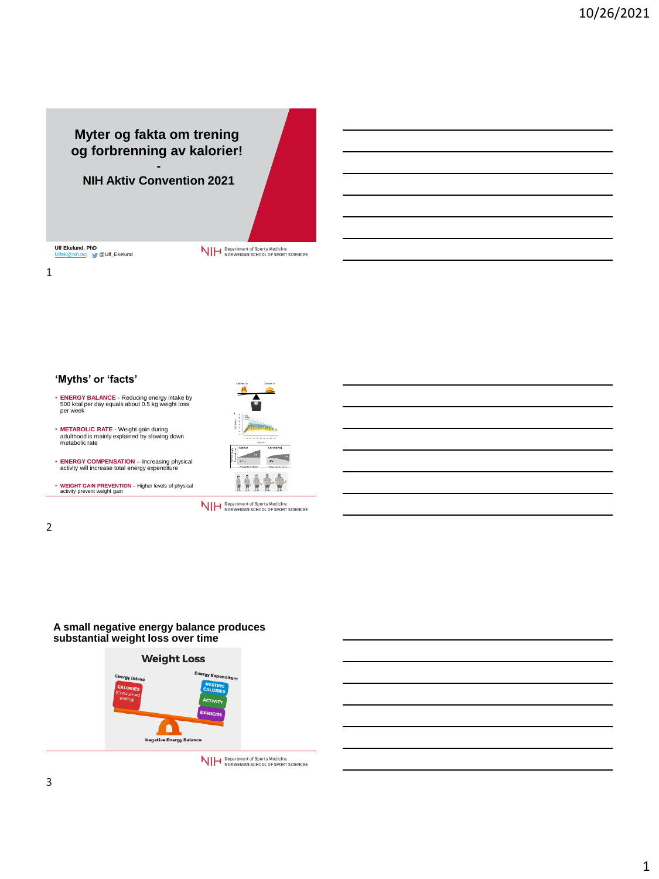# Myter og fakta om trening og forbrenning av kalorier!

## -

## NIH Aktiv Convention 2021

Ulf Ekelund, PhD
Ulfek@nih.no; @Ulf_Ekelund

Department of Sports Medicine
NORWEGIAN SCHOOL OF SPORT SCIENCES

---

## 'Myths' or 'facts'

- **ENERGY BALANCE** - Reducing energy intake by 500 kcal per day equals about 0.5 kg weight loss per week
- **METABOLIC RATE** - Weight gain during adulthood is mainly explained by slowing down metabolic rate
- **ENERGY COMPENSATION** – Increasing physical activity will increase total energy expenditure
- **WEIGHT GAIN PREVENTION** – Higher levels of physical activity prevent weight gain

Department of Sports Medicine
NORWEGIAN SCHOOL OF SPORT SCIENCES

---

## A small negative energy balance produces substantial weight loss over time

Weight Loss

Energy Intake: CALORIES (Consumed eating)

Energy Expenditure: RESTING CALORIES, ACTIVITY, EXERCISE

Negative Energy Balance

Department of Sports Medicine
NORWEGIAN SCHOOL OF SPORT SCIENCES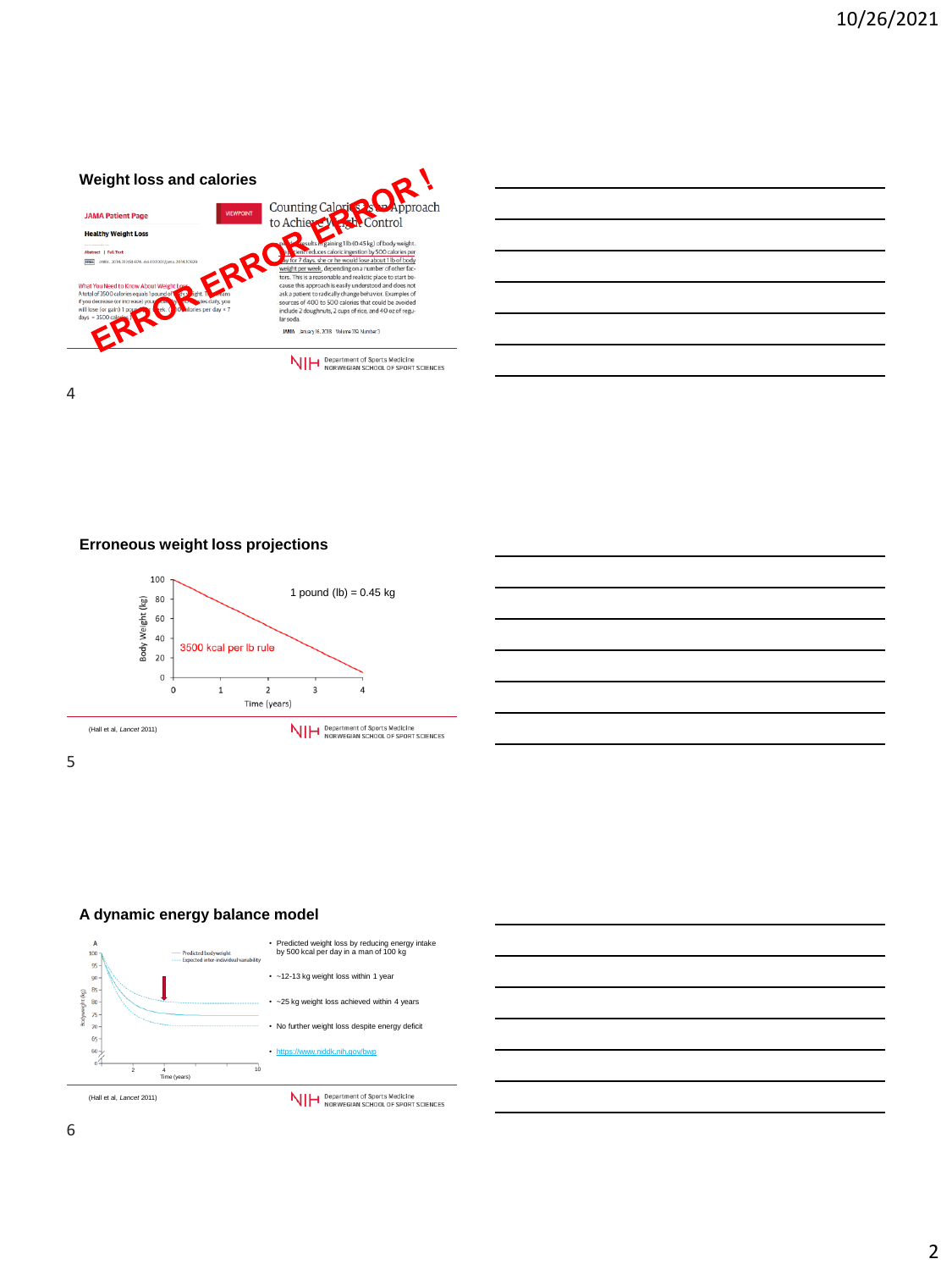## Weight loss and calories

JAMA Patient Page

Healthy Weight Loss

What You Need to Know About Weight Loss

A total of 3500 calories equals 1 pound of body weight. This means if you decrease (or increase) your calorie intake by 500 calories daily, you will lose (or gain) 1 pound a week (500 calories per day × 7 days = 3500 calories).

VIEWPOINT

Counting Calories as an Approach to Achieve Weight Control

... results in gaining 1 lb (0.45 kg) of body weight. ... patient reduces caloric ingestion by 500 calories per day for 7 days, she or he would lose about 1 lb of body weight per week, depending on a number of other factors. This is a reasonable and realistic place to start because this approach is easily understood and does not ask a patient to radically change behavior. Examples of sources of 400 to 500 calories that could be avoided include 2 doughnuts, 2 cups of rice, and 40 oz of regular soda.

JAMA January 16, 2018 Volume 319, Number 3

ERROR ERROR ERROR !

NIH Department of Sports Medicine NORWEGIAN SCHOOL OF SPORT SCIENCES

## Erroneous weight loss projections

1 pound (lb) = 0.45 kg

3500 kcal per lb rule

Body Weight (kg) — Time (years)

(Hall et al, *Lancet* 2011)

NIH Department of Sports Medicine NORWEGIAN SCHOOL OF SPORT SCIENCES

## A dynamic energy balance model

- Predicted weight loss by reducing energy intake by 500 kcal per day in a man of 100 kg
- ~12-13 kg weight loss within 1 year
- ~25 kg weight loss achieved within 4 years
- No further weight loss despite energy deficit
- https://www.niddk.nih.gov/bwp

(Hall et al, *Lancet* 2011)

NIH Department of Sports Medicine NORWEGIAN SCHOOL OF SPORT SCIENCES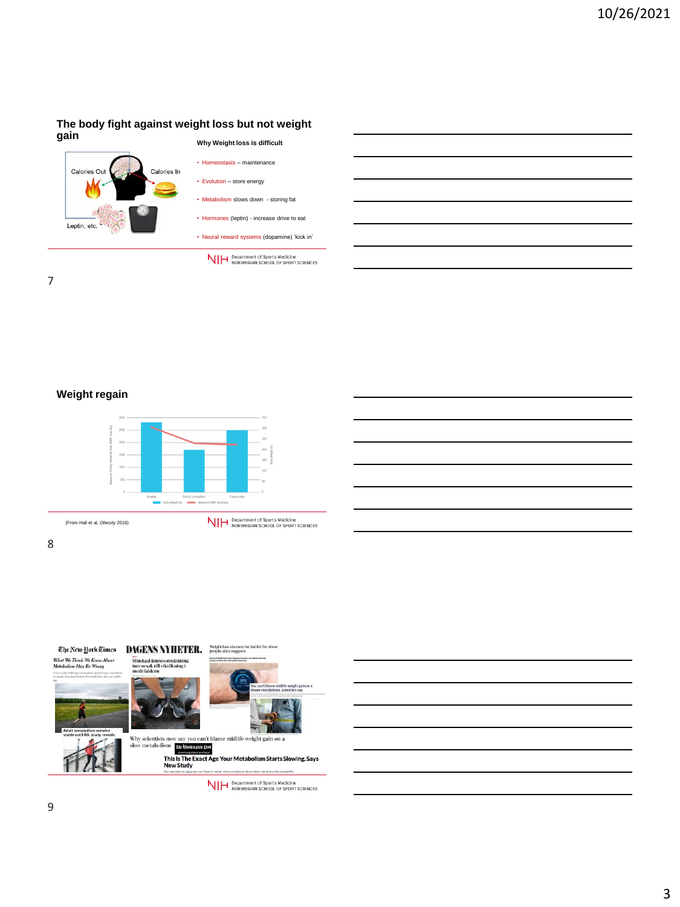## The body fight against weight loss but not weight gain

Calories Out

Calories In

Leptin, etc.

**Why Weight loss is difficult**

- Homeostasis – maintenance
- Evolution – store energy
- Metabolism slows down - storing fat
- Hormones (leptin) - increase drive to eat
- Neural reward systems (dopamine) 'kick in'

NIH Department of Sports Medicine NORWEGIAN SCHOOL OF SPORT SCIENCES

## Weight regain

(From Hall et al, *Obesity* 2016)

NIH Department of Sports Medicine NORWEGIAN SCHOOL OF SPORT SCIENCES

The New York Times

*What We Think We Know About Metabolism May Be Wrong*

DAGENS NYHETER.

Minskad ämnesomsättning inte orsak till viktökning i medelåldern

Weight loss via exercise harder for obese people, data suggests

You can't blame midlife weight gain on a slower metabolism, scientists say

Adult metabolism remains stable until 60, study reveals

Why scientists now say you can't blame midlife weight gain on a slow metabolism

The Washington Post

This Is The Exact Age Your Metabolism Starts Slowing, Says New Study

NIH Department of Sports Medicine NORWEGIAN SCHOOL OF SPORT SCIENCES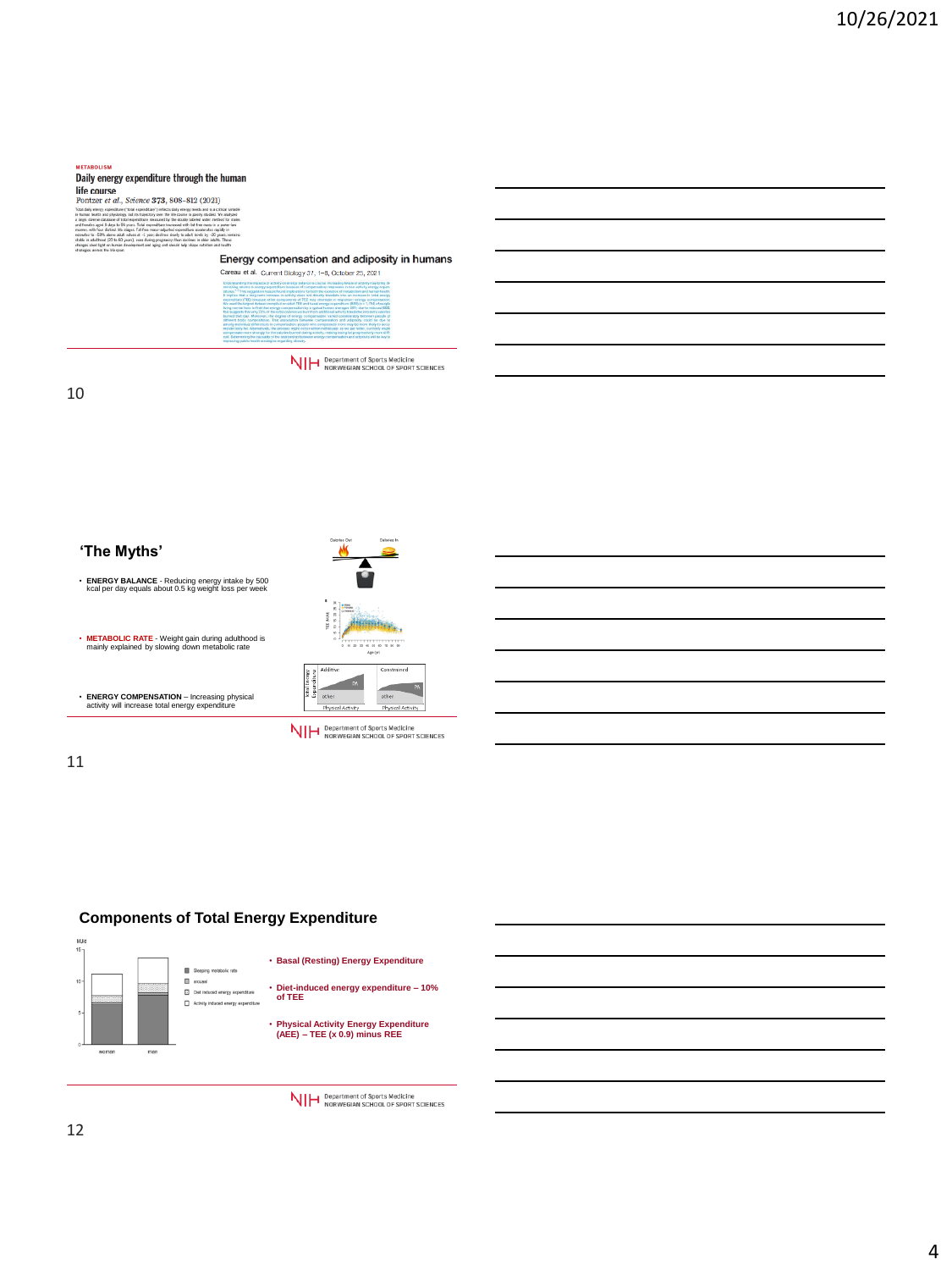METABOLISM

**Daily energy expenditure through the human life course**

Pontzer *et al.*, *Science* **373**, 808–812 (2021)

**Energy compensation and adiposity in humans**

Careau et al. Current Biology 31, 1–8, October 25, 2021

## 'The Myths'

- **ENERGY BALANCE** - Reducing energy intake by 500 kcal per day equals about 0.5 kg weight loss per week
- **METABOLIC RATE** - Weight gain during adulthood is mainly explained by slowing down metabolic rate
- **ENERGY COMPENSATION** – Increasing physical activity will increase total energy expenditure

## Components of Total Energy Expenditure

- **Basal (Resting) Energy Expenditure**
- **Diet-induced energy expenditure – 10% of TEE**
- **Physical Activity Energy Expenditure (AEE) – TEE (x 0.9) minus REE**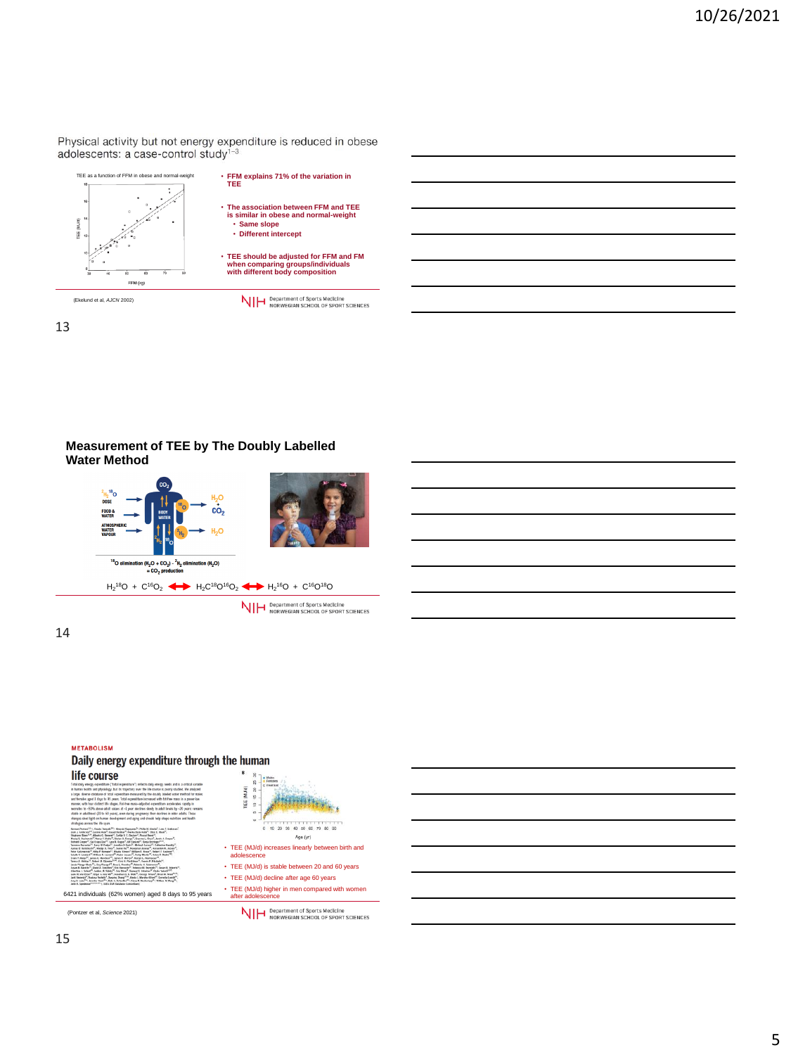## Physical activity but not energy expenditure is reduced in obese adolescents: a case-control study[1–3]

TEE as a function of FFM in obese and normal-weight

- **FFM explains 71% of the variation in TEE**
- **The association between FFM and TEE is similar in obese and normal-weight**
  - **Same slope**
  - **Different intercept**
- **TEE should be adjusted for FFM and FM when comparing groups/individuals with different body composition**

(Ekelund et al. *AJCN* 2002)

Department of Sports Medicine
NORWEGIAN SCHOOL OF SPORT SCIENCES

## Measurement of TEE by The Doubly Labelled Water Method

$^{18}O$ elimination ($H_2O + CO_2$) - $^2H_2$ elimination ($H_2O$) = $CO_2$ production

$H_2{}^{18}O + C^{16}O_2 \leftrightarrow H_2C^{18}O^{16}O_2 \leftrightarrow H_2{}^{16}O + C^{16}O^{18}O$

Department of Sports Medicine
NORWEGIAN SCHOOL OF SPORT SCIENCES

METABOLISM

## Daily energy expenditure through the human life course

6421 individuals (62% women) aged 8 days to 95 years

- TEE (MJ/d) increases linearly between birth and adolescence
- TEE (MJ/d) is stable between 20 and 60 years
- TEE (MJ/d) decline after age 60 years
- TEE (MJ/d) higher in men compared with women after adolescence

(Pontzer et al, *Science* 2021)

Department of Sports Medicine
NORWEGIAN SCHOOL OF SPORT SCIENCES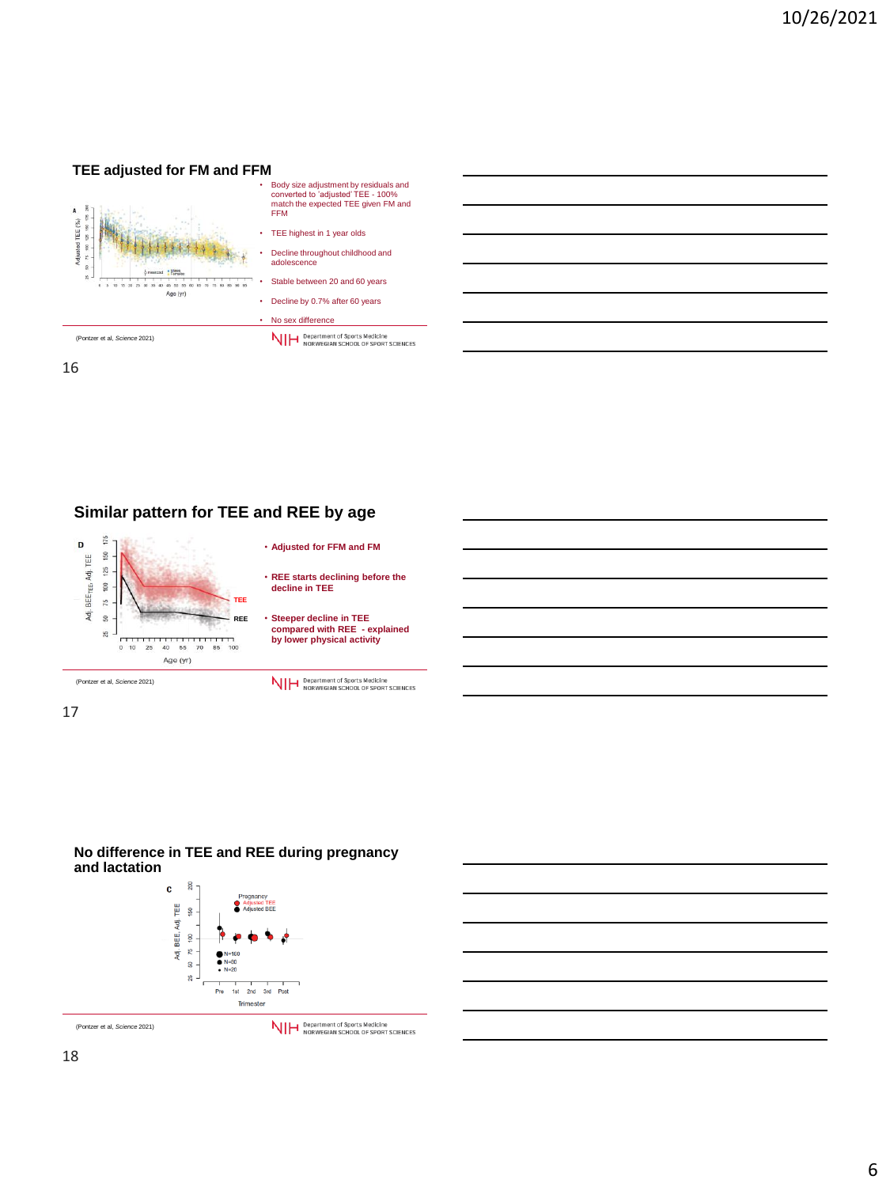## TEE adjusted for FM and FFM

- Body size adjustment by residuals and converted to 'adjusted' TEE - 100% match the expected TEE given FM and FFM
- TEE highest in 1 year olds
- Decline throughout childhood and adolescence
- Stable between 20 and 60 years
- Decline by 0.7% after 60 years
- No sex difference

(Pontzer et al, *Science* 2021)

NIH Department of Sports Medicine NORWEGIAN SCHOOL OF SPORT SCIENCES

## Similar pattern for TEE and REE by age

- **Adjusted for FFM and FM**
- **REE starts declining before the decline in TEE**
- **Steeper decline in TEE compared with REE - explained by lower physical activity**

(Pontzer et al, *Science* 2021)

NIH Department of Sports Medicine NORWEGIAN SCHOOL OF SPORT SCIENCES

## No difference in TEE and REE during pregnancy and lactation

(Pontzer et al, *Science* 2021)

NIH Department of Sports Medicine NORWEGIAN SCHOOL OF SPORT SCIENCES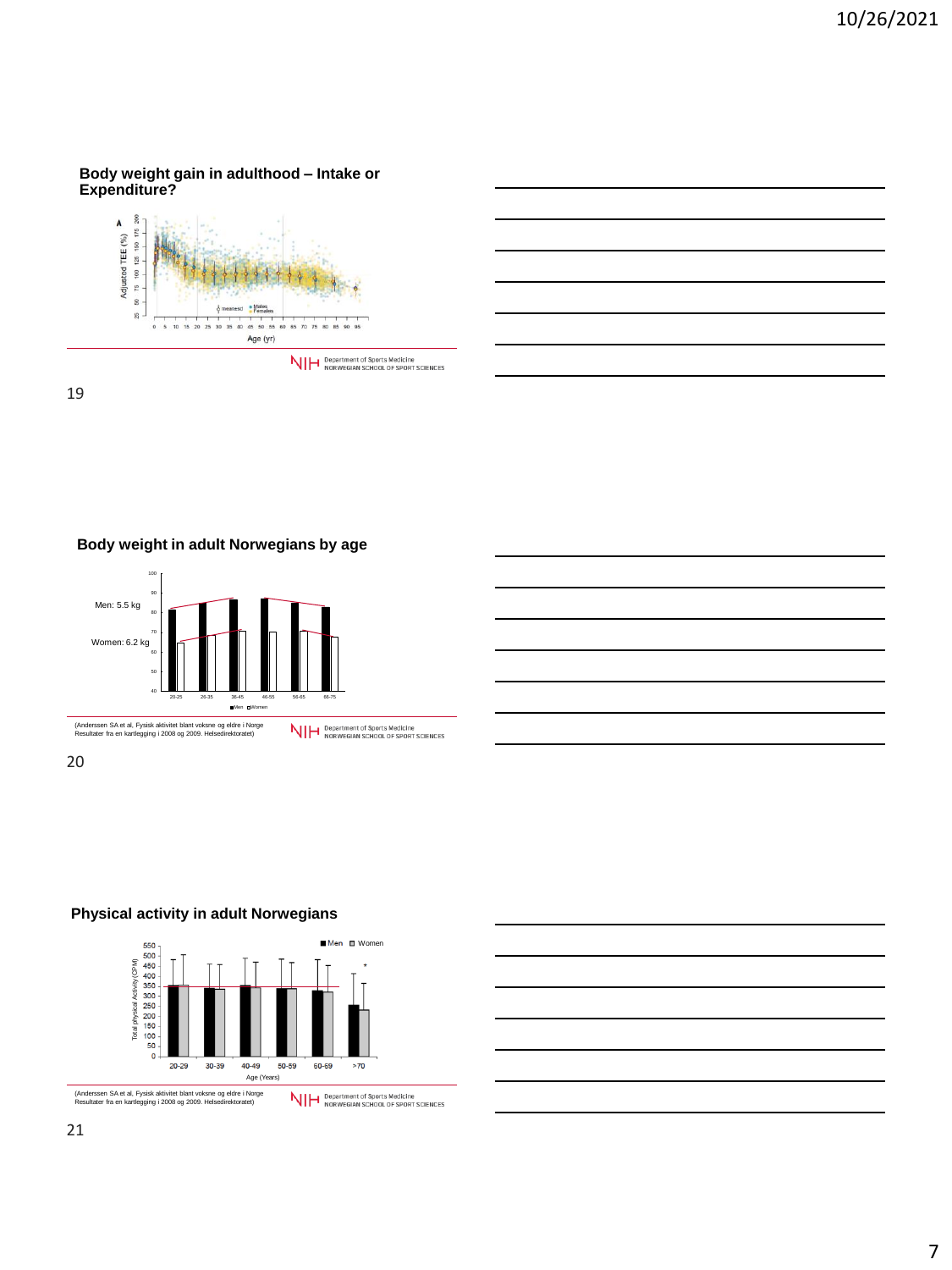## Body weight gain in adulthood – Intake or Expenditure?

## Body weight in adult Norwegians by age

Men: 5.5 kg

Women: 6.2 kg

(Anderssen SA et al, Fysisk aktivitet blant voksne og eldre i Norge Resultater fra en kartlegging i 2008 og 2009. Helsedirektoratet)

## Physical activity in adult Norwegians

(Anderssen SA et al, Fysisk aktivitet blant voksne og eldre i Norge Resultater fra en kartlegging i 2008 og 2009. Helsedirektoratet)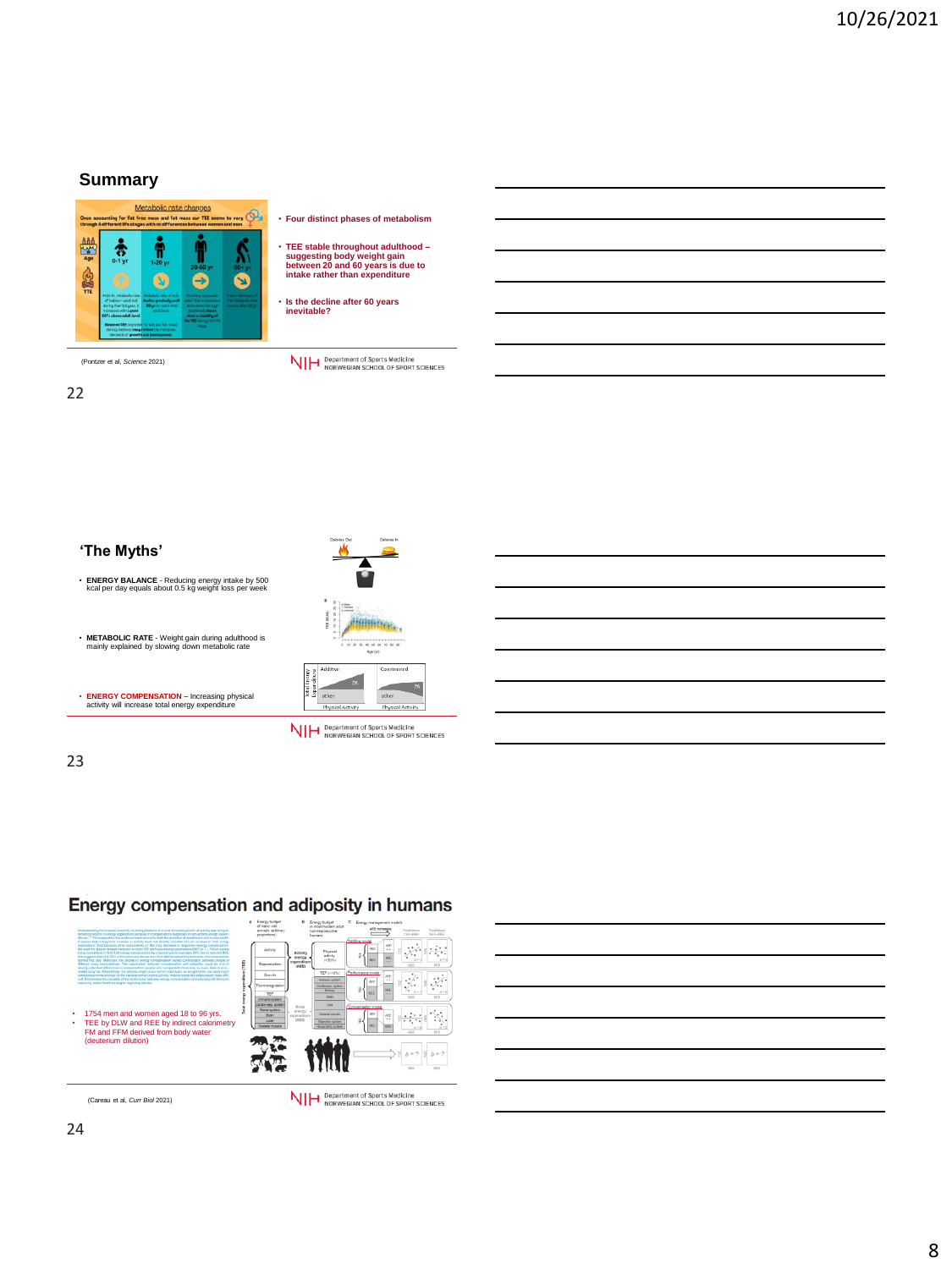## Summary

- Four distinct phases of metabolism
- TEE stable throughout adulthood – suggesting body weight gain between 20 and 60 years is due to intake rather than expenditure
- Is the decline after 60 years inevitable?

(Pontzer et al, *Science* 2021)

NIH Department of Sports Medicine NORWEGIAN SCHOOL OF SPORT SCIENCES

22

## 'The Myths'

- **ENERGY BALANCE** - Reducing energy intake by 500 kcal per day equals about 0.5 kg weight loss per week
- **METABOLIC RATE** - Weight gain during adulthood is mainly explained by slowing down metabolic rate
- **ENERGY COMPENSATION** – Increasing physical activity will increase total energy expenditure

NIH Department of Sports Medicine NORWEGIAN SCHOOL OF SPORT SCIENCES

23

## Energy compensation and adiposity in humans

- 1754 men and women aged 18 to 96 yrs.
- TEE by DLW and REE by indirect calorimetry
- FM and FFM derived from body water (deuterium dilution)

(Careau et al, *Curr Biol* 2021)

NIH Department of Sports Medicine NORWEGIAN SCHOOL OF SPORT SCIENCES

24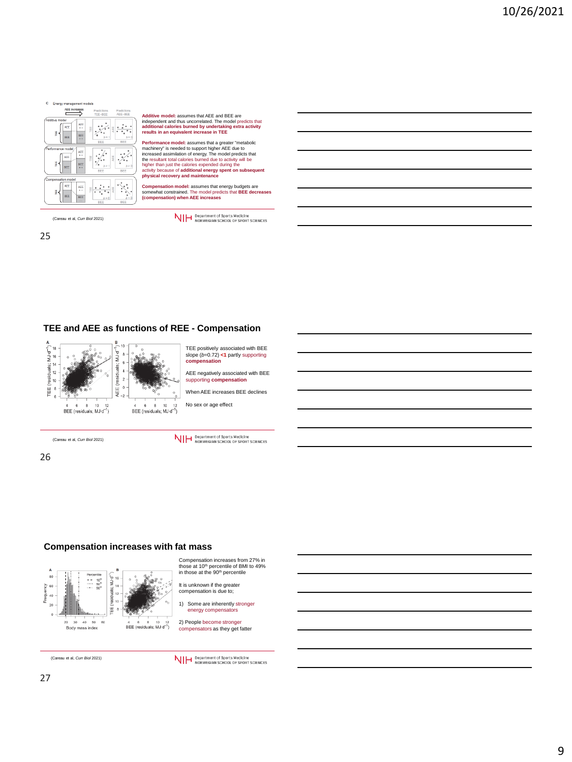**Additive model:** assumes that AEE and BEE are independent and thus uncorrelated. The model predicts that **additional calories burned by undertaking extra activity results in an equivalent increase in TEE**

**Performance model:** assumes that a greater "metabolic machinery" is needed to support higher AEE due to increased assimilation of energy. The model predicts that the resultant total calories burned due to activity will be higher than just the calories expended during the activity because of **additional energy spent on subsequent physical recovery and maintenance**

**Compensation model:** assumes that energy budgets are somewhat constrained. The model predicts that **BEE decreases (compensation) when AEE increases**

(Careau et al, *Curr Biol* 2021)

## TEE and AEE as functions of REE - Compensation

TEE positively associated with BEE slope ($b$=0.72) **<1** partly supporting **compensation**

AEE negatively associated with BEE supporting **compensation**

When AEE increases BEE declines

No sex or age effect

(Careau et al, *Curr Biol* 2021)

## Compensation increases with fat mass

Compensation increases from 27% in those at 10[th] percentile of BMI to 49% in those at the 90[th] percentile

It is unknown if the greater compensation is due to;

1) Some are inherently stronger energy compensators

2) People become stronger compensators as they get fatter

(Careau et al, *Curr Biol* 2021)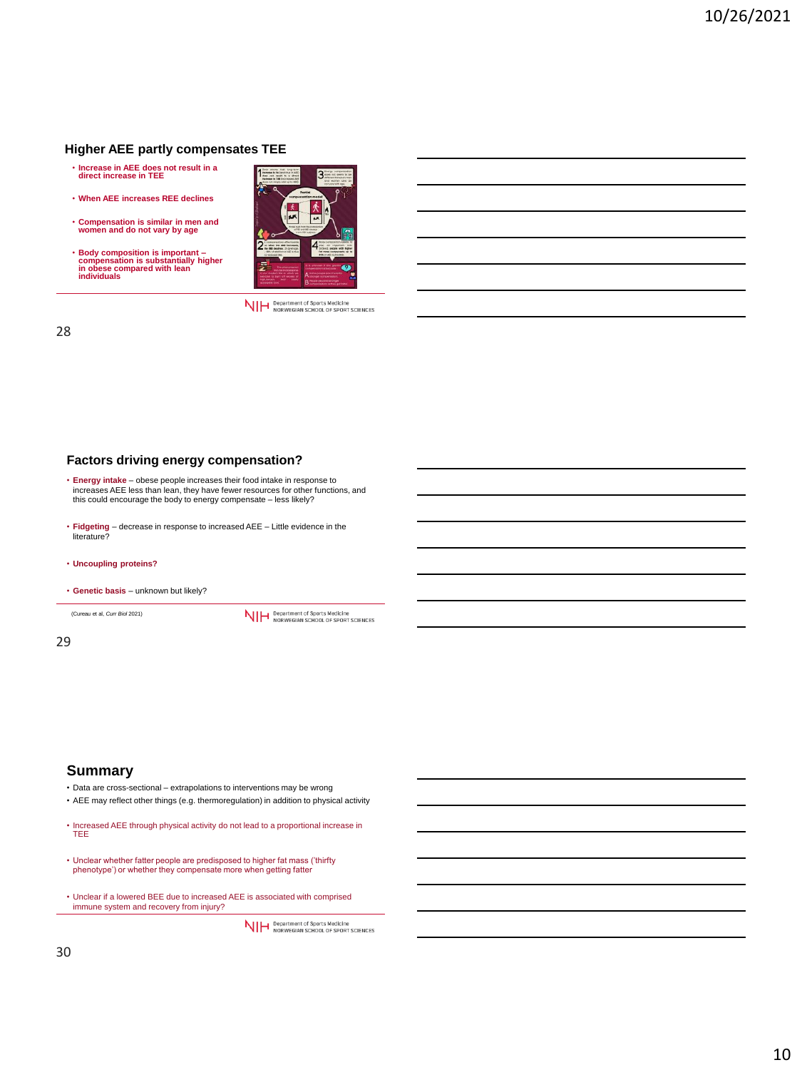## Higher AEE partly compensates TEE

- **Increase in AEE does not result in a direct increase in TEE**
- **When AEE increases REE declines**
- **Compensation is similar in men and women and do not vary by age**
- **Body composition is important – compensation is substantially higher in obese compared with lean individuals**

NIH Department of Sports Medicine NORWEGIAN SCHOOL OF SPORT SCIENCES

## Factors driving energy compensation?

- **Energy intake** – obese people increases their food intake in response to increases AEE less than lean, they have fewer resources for other functions, and this could encourage the body to energy compensate – less likely?
- **Fidgeting** – decrease in response to increased AEE – Little evidence in the literature?
- **Uncoupling proteins?**
- **Genetic basis** – unknown but likely?

(Cureau et al, *Curr Biol* 2021)

NIH Department of Sports Medicine NORWEGIAN SCHOOL OF SPORT SCIENCES

## Summary

- Data are cross-sectional – extrapolations to interventions may be wrong
- AEE may reflect other things (e.g. thermoregulation) in addition to physical activity
- Increased AEE through physical activity do not lead to a proportional increase in TEE
- Unclear whether fatter people are predisposed to higher fat mass ('thirfty phenotype') or whether they compensate more when getting fatter
- Unclear if a lowered BEE due to increased AEE is associated with comprised immune system and recovery from injury?

NIH Department of Sports Medicine NORWEGIAN SCHOOL OF SPORT SCIENCES